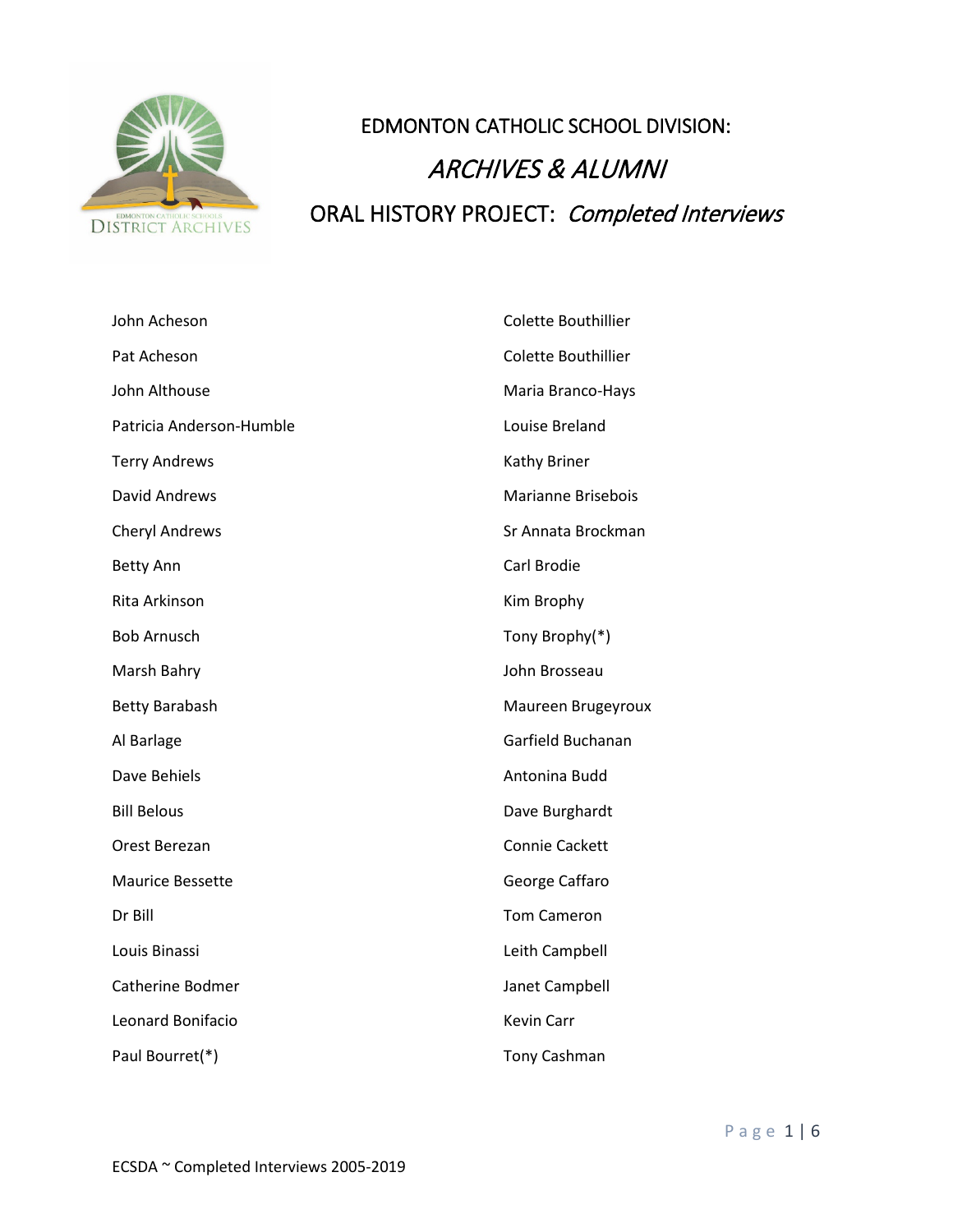# EDMONTON CATHOLIC SCHOOL DIVISION:

## *ARCHIVES & ALUMNI*

## ORAL HISTORY PROJECT: *Completed Interviews*

John Acheson

Pat Acheson

John Althouse

Patricia Anderson-Humble

Terry Andrews

David Andrews

Cheryl Andrews

Betty Ann

Rita Arkinson

Bob Arnusch

Marsh Bahry

Betty Barabash

Al Barlage

Dave Behiels

Bill Belous

Orest Berezan

Maurice Bessette

Dr Bill

Louis Binassi

Catherine Bodmer

Leonard Bonifacio

Paul Bourret(*)

Colette Bouthillier

Colette Bouthillier

Maria Branco-Hays

Louise Breland

Kathy Briner

Marianne Brisebois

Sr Annata Brockman

Carl Brodie

Kim Brophy

Tony Brophy(*)

John Brosseau

Maureen Brugeyroux

Garfield Buchanan

Antonina Budd

Dave Burghardt

Connie Cackett

George Caffaro

Tom Cameron

Leith Campbell

Janet Campbell

Kevin Carr

Tony Cashman

ECSDA ~ Completed Interviews 2005-2019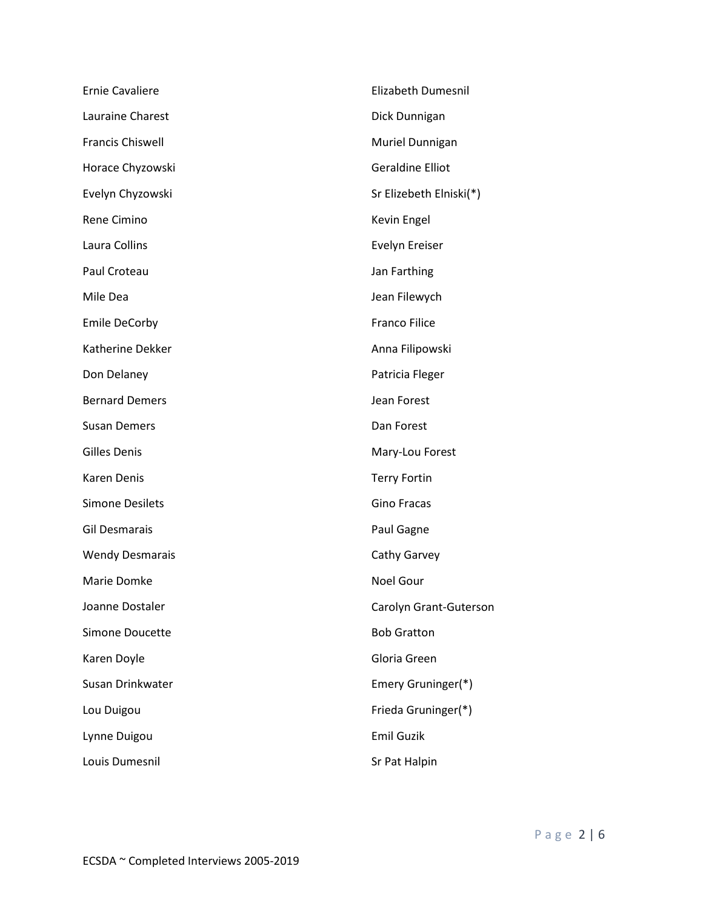Ernie Cavaliere

Lauraine Charest

Francis Chiswell

Horace Chyzowski

Evelyn Chyzowski

Rene Cimino

Laura Collins

Paul Croteau

Mile Dea

Emile DeCorby

Katherine Dekker

Don Delaney

Bernard Demers

Susan Demers

Gilles Denis

Karen Denis

Simone Desilets

Gil Desmarais

Wendy Desmarais

Marie Domke

Joanne Dostaler

Simone Doucette

Karen Doyle

Susan Drinkwater

Lou Duigou

Lynne Duigou

Louis Dumesnil

Elizabeth Dumesnil

Dick Dunnigan

Muriel Dunnigan

Geraldine Elliot

Sr Elizebeth Elniski(*)

Kevin Engel

Evelyn Ereiser

Jan Farthing

Jean Filewych

Franco Filice

Anna Filipowski

Patricia Fleger

Jean Forest

Dan Forest

Mary-Lou Forest

Terry Fortin

Gino Fracas

Paul Gagne

Cathy Garvey

Noel Gour

Carolyn Grant-Guterson

Bob Gratton

Gloria Green

Emery Gruninger(*)

Frieda Gruninger(*)

Emil Guzik

Sr Pat Halpin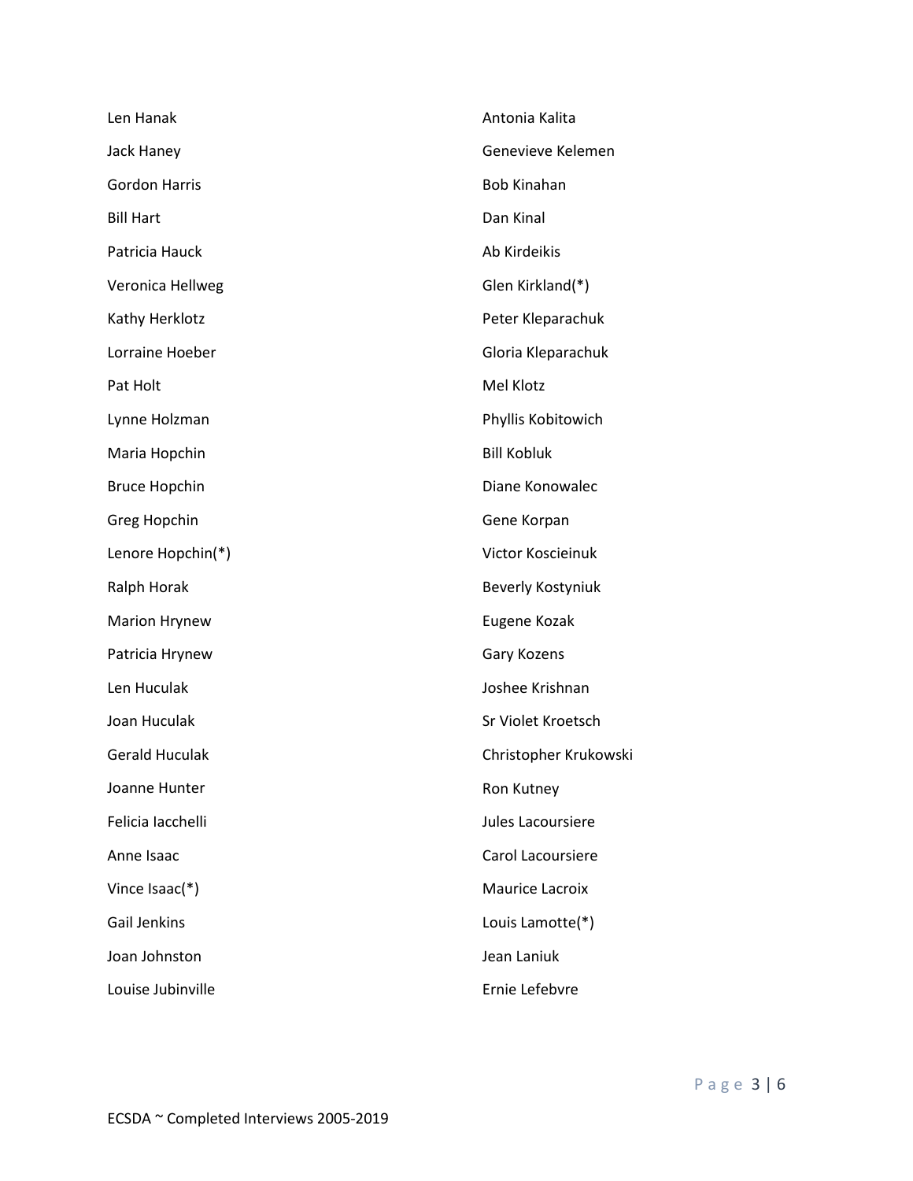Len Hanak

Jack Haney

Gordon Harris

Bill Hart

Patricia Hauck

Veronica Hellweg

Kathy Herklotz

Lorraine Hoeber

Pat Holt

Lynne Holzman

Maria Hopchin

Bruce Hopchin

Greg Hopchin

Lenore Hopchin(*)

Ralph Horak

Marion Hrynew

Patricia Hrynew

Len Huculak

Joan Huculak

Gerald Huculak

Joanne Hunter

Felicia Iacchelli

Anne Isaac

Vince Isaac(*)

Gail Jenkins

Joan Johnston

Louise Jubinville

Antonia Kalita

Genevieve Kelemen

Bob Kinahan

Dan Kinal

Ab Kirdeikis

Glen Kirkland(*)

Peter Kleparachuk

Gloria Kleparachuk

Mel Klotz

Phyllis Kobitowich

Bill Kobluk

Diane Konowalec

Gene Korpan

Victor Koscieinuk

Beverly Kostyniuk

Eugene Kozak

Gary Kozens

Joshee Krishnan

Sr Violet Kroetsch

Christopher Krukowski

Ron Kutney

Jules Lacoursiere

Carol Lacoursiere

Maurice Lacroix

Louis Lamotte(*)

Jean Laniuk

Ernie Lefebvre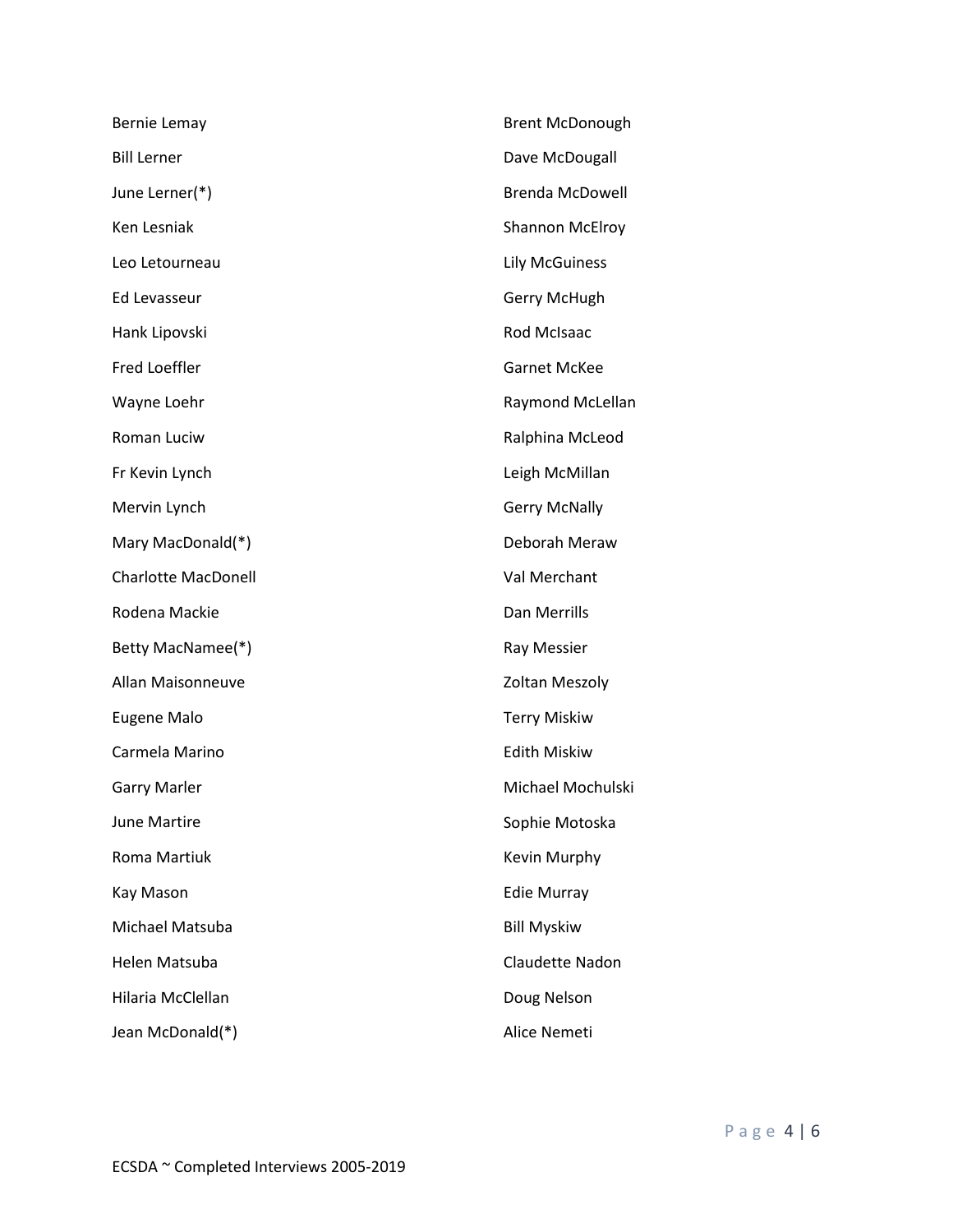Bernie Lemay

Bill Lerner

June Lerner(*)

Ken Lesniak

Leo Letourneau

Ed Levasseur

Hank Lipovski

Fred Loeffler

Wayne Loehr

Roman Luciw

Fr Kevin Lynch

Mervin Lynch

Mary MacDonald(*)

Charlotte MacDonell

Rodena Mackie

Betty MacNamee(*)

Allan Maisonneuve

Eugene Malo

Carmela Marino

Garry Marler

June Martire

Roma Martiuk

Kay Mason

Michael Matsuba

Helen Matsuba

Hilaria McClellan

Jean McDonald(*)

Brent McDonough

Dave McDougall

Brenda McDowell

Shannon McElroy

Lily McGuiness

Gerry McHugh

Rod McIsaac

Garnet McKee

Raymond McLellan

Ralphina McLeod

Leigh McMillan

Gerry McNally

Deborah Meraw

Val Merchant

Dan Merrills

Ray Messier

Zoltan Meszoly

Terry Miskiw

Edith Miskiw

Michael Mochulski

Sophie Motoska

Kevin Murphy

Edie Murray

Bill Myskiw

Claudette Nadon

Doug Nelson

Alice Nemeti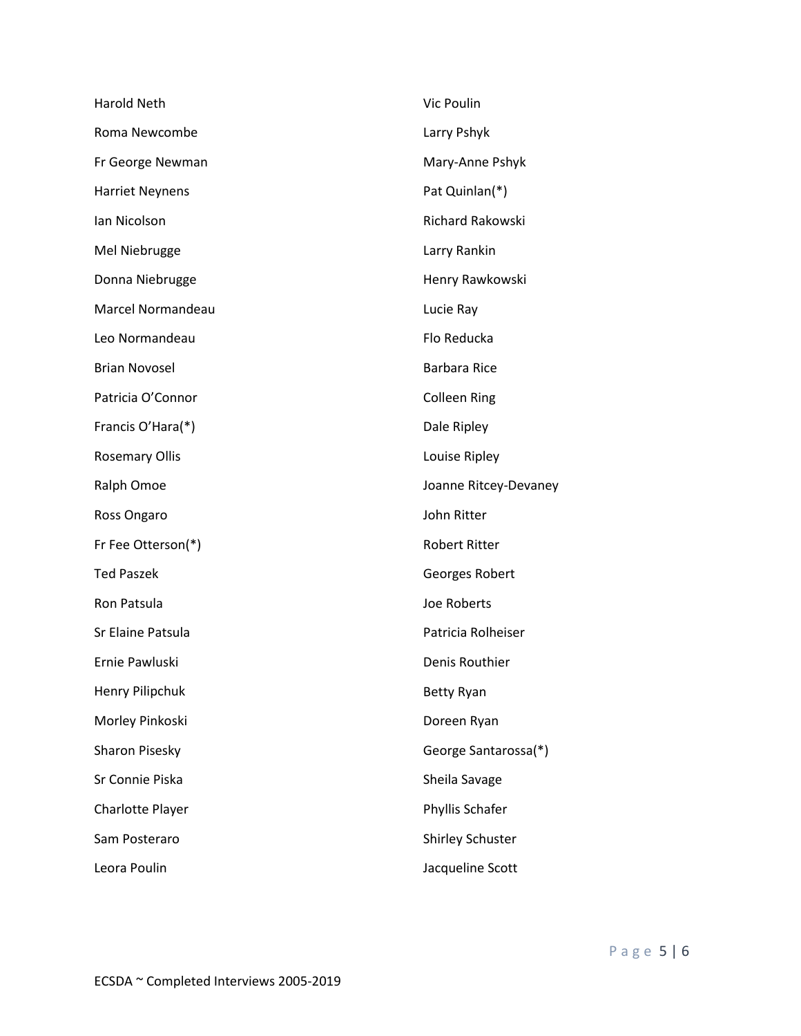Harold Neth

Roma Newcombe

Fr George Newman

Harriet Neynens

Ian Nicolson

Mel Niebrugge

Donna Niebrugge

Marcel Normandeau

Leo Normandeau

Brian Novosel

Patricia O'Connor

Francis O'Hara(*)

Rosemary Ollis

Ralph Omoe

Ross Ongaro

Fr Fee Otterson(*)

Ted Paszek

Ron Patsula

Sr Elaine Patsula

Ernie Pawluski

Henry Pilipchuk

Morley Pinkoski

Sharon Pisesky

Sr Connie Piska

Charlotte Player

Sam Posteraro

Leora Poulin

Vic Poulin

Larry Pshyk

Mary-Anne Pshyk

Pat Quinlan(*)

Richard Rakowski

Larry Rankin

Henry Rawkowski

Lucie Ray

Flo Reducka

Barbara Rice

Colleen Ring

Dale Ripley

Louise Ripley

Joanne Ritcey-Devaney

John Ritter

Robert Ritter

Georges Robert

Joe Roberts

Patricia Rolheiser

Denis Routhier

Betty Ryan

Doreen Ryan

George Santarossa(*)

Sheila Savage

Phyllis Schafer

Shirley Schuster

Jacqueline Scott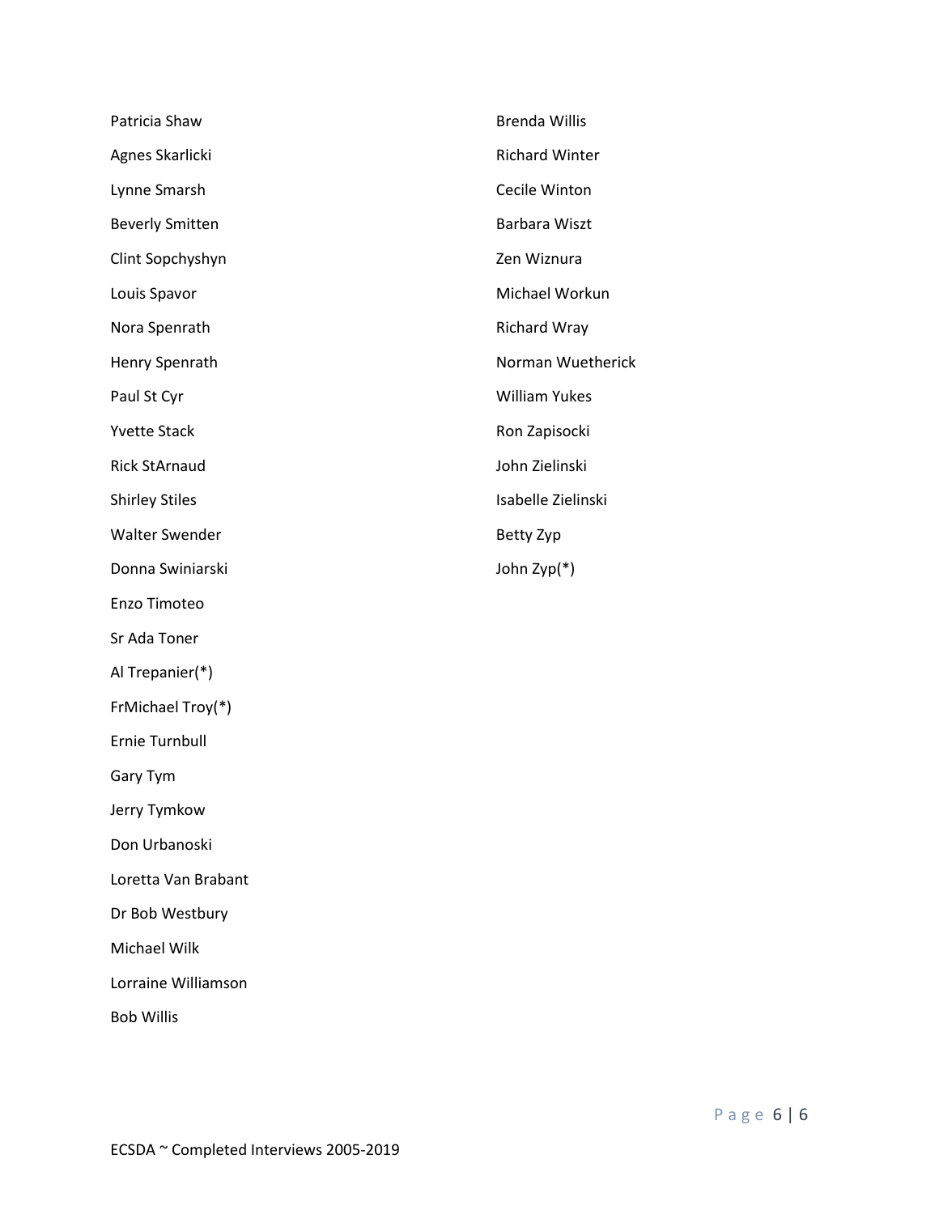Patricia Shaw

Agnes Skarlicki

Lynne Smarsh

Beverly Smitten

Clint Sopchyshyn

Louis Spavor

Nora Spenrath

Henry Spenrath

Paul St Cyr

Yvette Stack

Rick StArnaud

Shirley Stiles

Walter Swender

Donna Swiniarski

Enzo Timoteo

Sr Ada Toner

Al Trepanier(*)

FrMichael Troy(*)

Ernie Turnbull

Gary Tym

Jerry Tymkow

Don Urbanoski

Loretta Van Brabant

Dr Bob Westbury

Michael Wilk

Lorraine Williamson

Bob Willis

Brenda Willis

Richard Winter

Cecile Winton

Barbara Wiszt

Zen Wiznura

Michael Workun

Richard Wray

Norman Wuetherick

William Yukes

Ron Zapisocki

John Zielinski

Isabelle Zielinski

Betty Zyp

John Zyp(*)